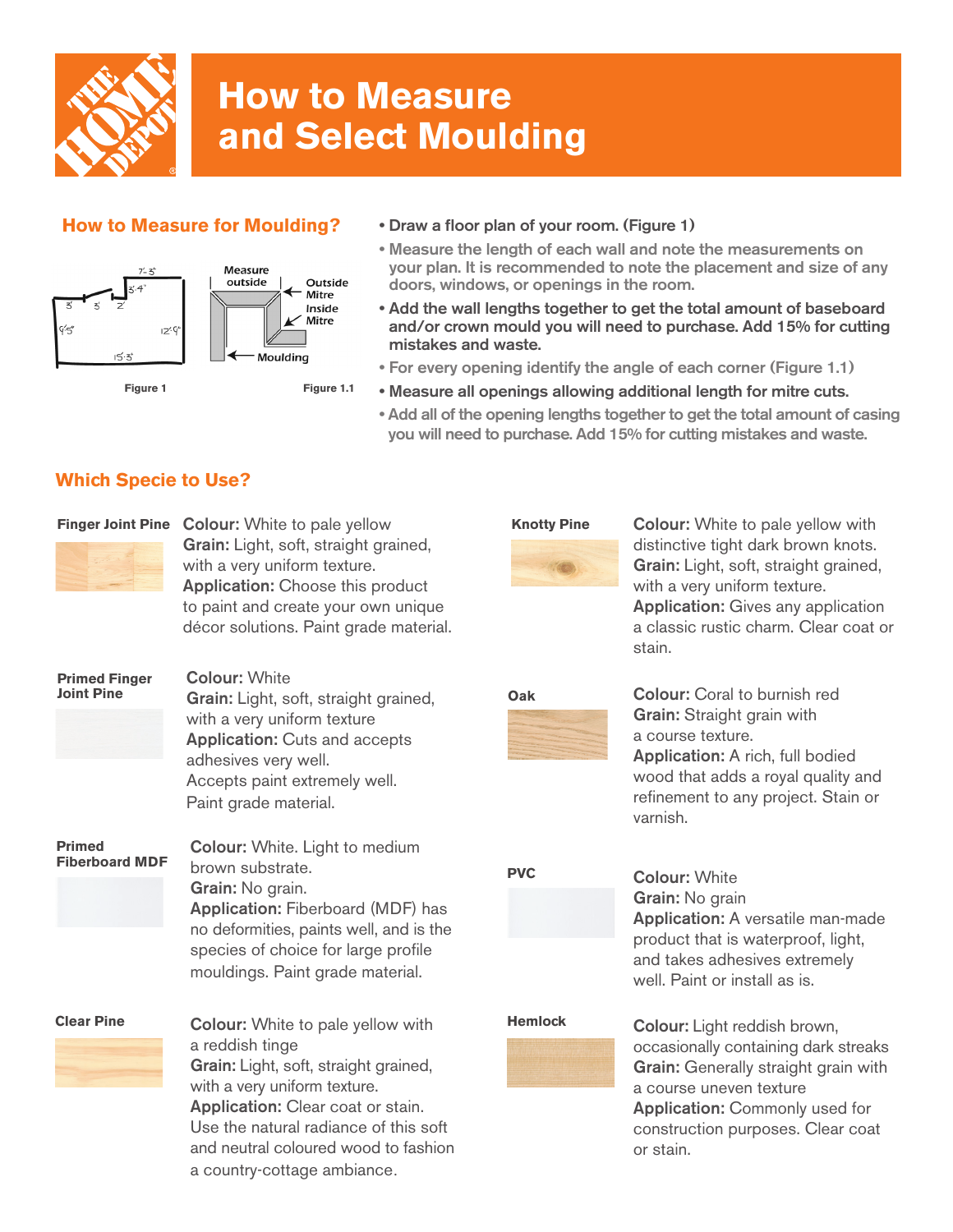# How to Measure and Select Moulding

## How to Measure for Moulding?

Figure 1

Figure 1.1

- Draw a floor plan of your room. (Figure 1)
- Measure the length of each wall and note the measurements on your plan. It is recommended to note the placement and size of any doors, windows, or openings in the room.
- Add the wall lengths together to get the total amount of baseboard and/or crown mould you will need to purchase. Add 15% for cutting mistakes and waste.
- For every opening identify the angle of each corner (Figure 1.1)
- Measure all openings allowing additional length for mitre cuts.
- Add all of the opening lengths together to get the total amount of casing you will need to purchase. Add 15% for cutting mistakes and waste.

## Which Specie to Use?

**Finger Joint Pine**

**Colour:** White to pale yellow
**Grain:** Light, soft, straight grained, with a very uniform texture.
**Application:** Choose this product to paint and create your own unique décor solutions. Paint grade material.

**Primed Finger Joint Pine**

**Colour:** White
**Grain:** Light, soft, straight grained, with a very uniform texture
**Application:** Cuts and accepts adhesives very well.
Accepts paint extremely well.
Paint grade material.

**Primed Fiberboard MDF**

**Colour:** White. Light to medium brown substrate.
**Grain:** No grain.
**Application:** Fiberboard (MDF) has no deformities, paints well, and is the species of choice for large profile mouldings. Paint grade material.

**Clear Pine**

**Colour:** White to pale yellow with a reddish tinge
**Grain:** Light, soft, straight grained, with a very uniform texture.
**Application:** Clear coat or stain.
Use the natural radiance of this soft and neutral coloured wood to fashion a country-cottage ambiance.

**Knotty Pine**

**Colour:** White to pale yellow with distinctive tight dark brown knots.
**Grain:** Light, soft, straight grained, with a very uniform texture.
**Application:** Gives any application a classic rustic charm. Clear coat or stain.

**Oak**

**Colour:** Coral to burnish red
**Grain:** Straight grain with a course texture.
**Application:** A rich, full bodied wood that adds a royal quality and refinement to any project. Stain or varnish.

**PVC**

**Colour:** White
**Grain:** No grain
**Application:** A versatile man-made product that is waterproof, light, and takes adhesives extremely well. Paint or install as is.

**Hemlock**

**Colour:** Light reddish brown, occasionally containing dark streaks
**Grain:** Generally straight grain with a course uneven texture
**Application:** Commonly used for construction purposes. Clear coat or stain.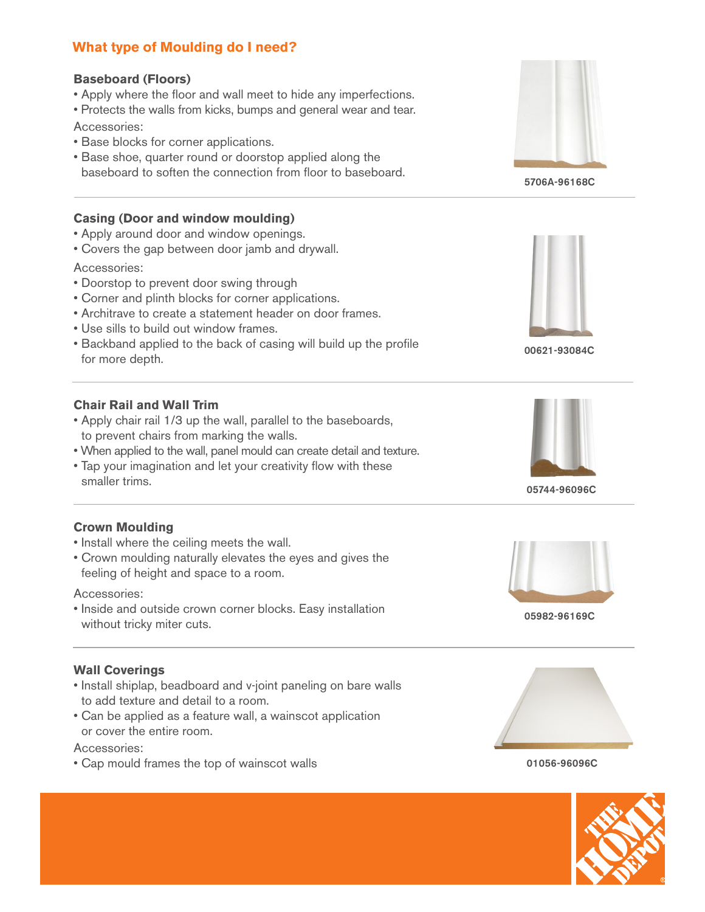## What type of Moulding do I need?

### Baseboard (Floors)

- Apply where the floor and wall meet to hide any imperfections.
- Protects the walls from kicks, bumps and general wear and tear.

Accessories:

- Base blocks for corner applications.
- Base shoe, quarter round or doorstop applied along the baseboard to soften the connection from floor to baseboard.

5706A-96168C

### Casing (Door and window moulding)

- Apply around door and window openings.
- Covers the gap between door jamb and drywall.

Accessories:

- Doorstop to prevent door swing through
- Corner and plinth blocks for corner applications.
- Architrave to create a statement header on door frames.
- Use sills to build out window frames.
- Backband applied to the back of casing will build up the profile for more depth.

00621-93084C

### Chair Rail and Wall Trim

- Apply chair rail 1/3 up the wall, parallel to the baseboards, to prevent chairs from marking the walls.
- When applied to the wall, panel mould can create detail and texture.
- Tap your imagination and let your creativity flow with these smaller trims.

05744-96096C

### Crown Moulding

- Install where the ceiling meets the wall.
- Crown moulding naturally elevates the eyes and gives the feeling of height and space to a room.

Accessories:

- Inside and outside crown corner blocks. Easy installation without tricky miter cuts.

05982-96169C

### Wall Coverings

- Install shiplap, beadboard and v-joint paneling on bare walls to add texture and detail to a room.
- Can be applied as a feature wall, a wainscot application or cover the entire room.

Accessories:

- Cap mould frames the top of wainscot walls

01056-96096C